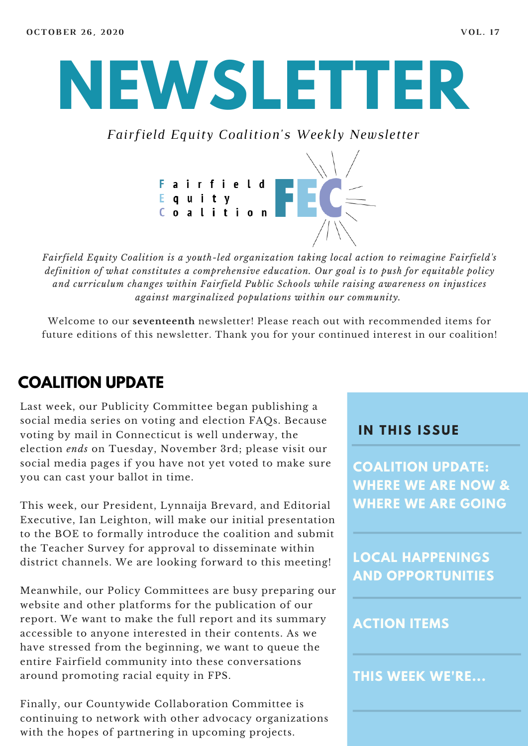OCTOBER 26, 2020

VOL. 17

# NEWSLETTER

*Fairfield Equity Coalition's Weekly Newsletter*

Fairfield Equity Coalition FEC

*Fairfield Equity Coalition is a youth-led organization taking local action to reimagine Fairfield's definition of what constitutes a comprehensive education. Our goal is to push for equitable policy and curriculum changes within Fairfield Public Schools while raising awareness on injustices against marginalized populations within our community.*

Welcome to our **seventeenth** newsletter! Please reach out with recommended items for future editions of this newsletter. Thank you for your continued interest in our coalition!

## COALITION UPDATE

Last week, our Publicity Committee began publishing a social media series on voting and election FAQs. Because voting by mail in Connecticut is well underway, the election *ends* on Tuesday, November 3rd; please visit our social media pages if you have not yet voted to make sure you can cast your ballot in time.

This week, our President, Lynnaija Brevard, and Editorial Executive, Ian Leighton, will make our initial presentation to the BOE to formally introduce the coalition and submit the Teacher Survey for approval to disseminate within district channels. We are looking forward to this meeting!

Meanwhile, our Policy Committees are busy preparing our website and other platforms for the publication of our report. We want to make the full report and its summary accessible to anyone interested in their contents. As we have stressed from the beginning, we want to queue the entire Fairfield community into these conversations around promoting racial equity in FPS.

Finally, our Countywide Collaboration Committee is continuing to network with other advocacy organizations with the hopes of partnering in upcoming projects.

### IN THIS ISSUE

- COALITION UPDATE: WHERE WE ARE NOW & WHERE WE ARE GOING
- LOCAL HAPPENINGS AND OPPORTUNITIES
- ACTION ITEMS
- THIS WEEK WE'RE...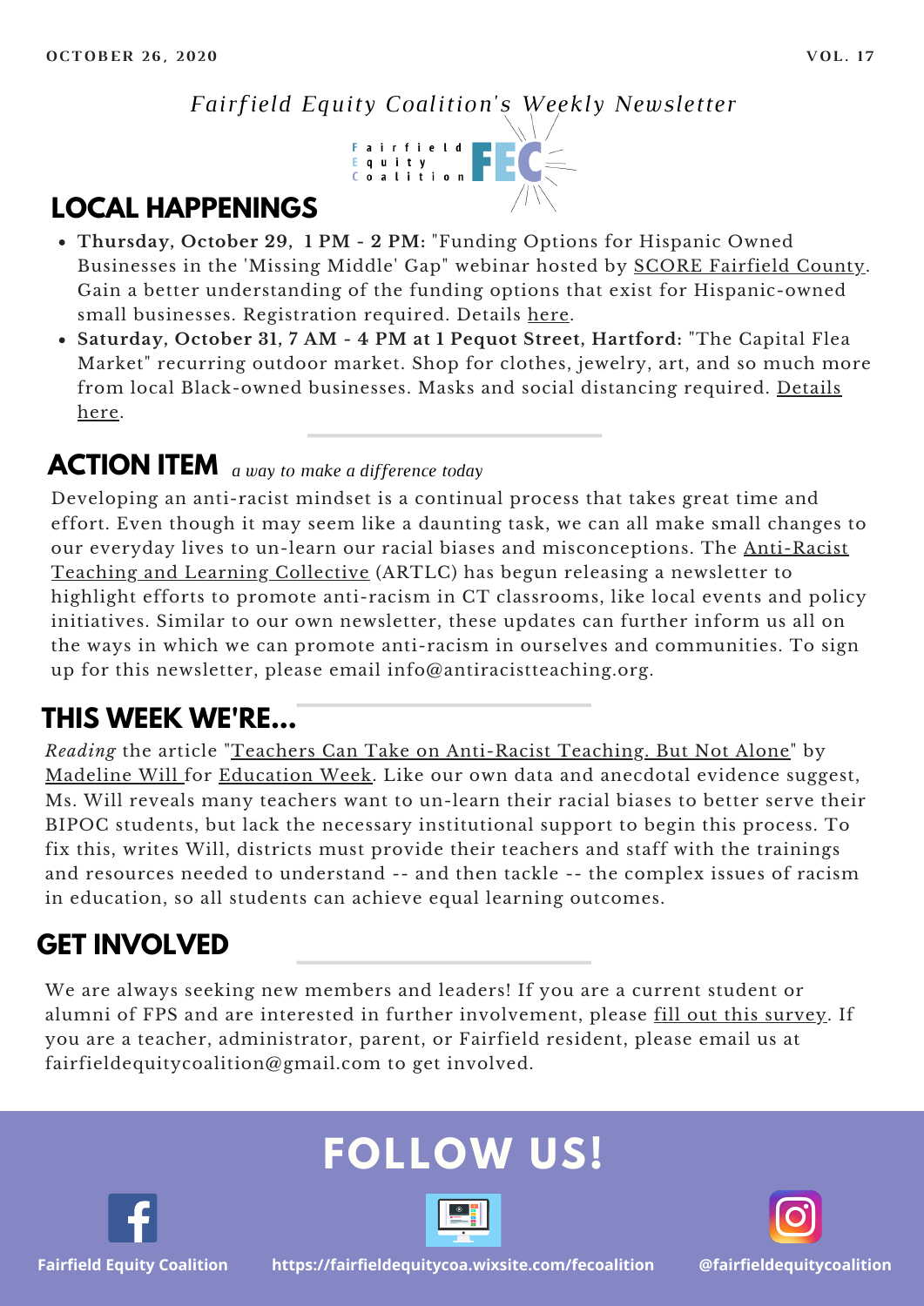OCTOBER 26, 2020 VOL. 17

*Fairfield Equity Coalition's Weekly Newsletter*

## LOCAL HAPPENINGS

- **Thursday, October 29, 1 PM - 2 PM:** "Funding Options for Hispanic Owned Businesses in the 'Missing Middle' Gap" webinar hosted by SCORE Fairfield County. Gain a better understanding of the funding options that exist for Hispanic-owned small businesses. Registration required. Details here.
- **Saturday, October 31, 7 AM - 4 PM at 1 Pequot Street, Hartford:** "The Capital Flea Market" recurring outdoor market. Shop for clothes, jewelry, art, and so much more from local Black-owned businesses. Masks and social distancing required. Details here.

## ACTION ITEM *a way to make a difference today*

Developing an anti-racist mindset is a continual process that takes great time and effort. Even though it may seem like a daunting task, we can all make small changes to our everyday lives to un-learn our racial biases and misconceptions. The Anti-Racist Teaching and Learning Collective (ARTLC) has begun releasing a newsletter to highlight efforts to promote anti-racism in CT classrooms, like local events and policy initiatives. Similar to our own newsletter, these updates can further inform us all on the ways in which we can promote anti-racism in ourselves and communities. To sign up for this newsletter, please email info@antiracistteaching.org.

## THIS WEEK WE'RE...

*Reading* the article "Teachers Can Take on Anti-Racist Teaching. But Not Alone" by Madeline Will for Education Week. Like our own data and anecdotal evidence suggest, Ms. Will reveals many teachers want to un-learn their racial biases to better serve their BIPOC students, but lack the necessary institutional support to begin this process. To fix this, writes Will, districts must provide their teachers and staff with the trainings and resources needed to understand -- and then tackle -- the complex issues of racism in education, so all students can achieve equal learning outcomes.

## GET INVOLVED

We are always seeking new members and leaders! If you are a current student or alumni of FPS and are interested in further involvement, please fill out this survey. If you are a teacher, administrator, parent, or Fairfield resident, please email us at fairfieldequitycoalition@gmail.com to get involved.

## FOLLOW US!

Fairfield Equity Coalition

https://fairfieldequitycoa.wixsite.com/fecoalition

@fairfieldequitycoalition